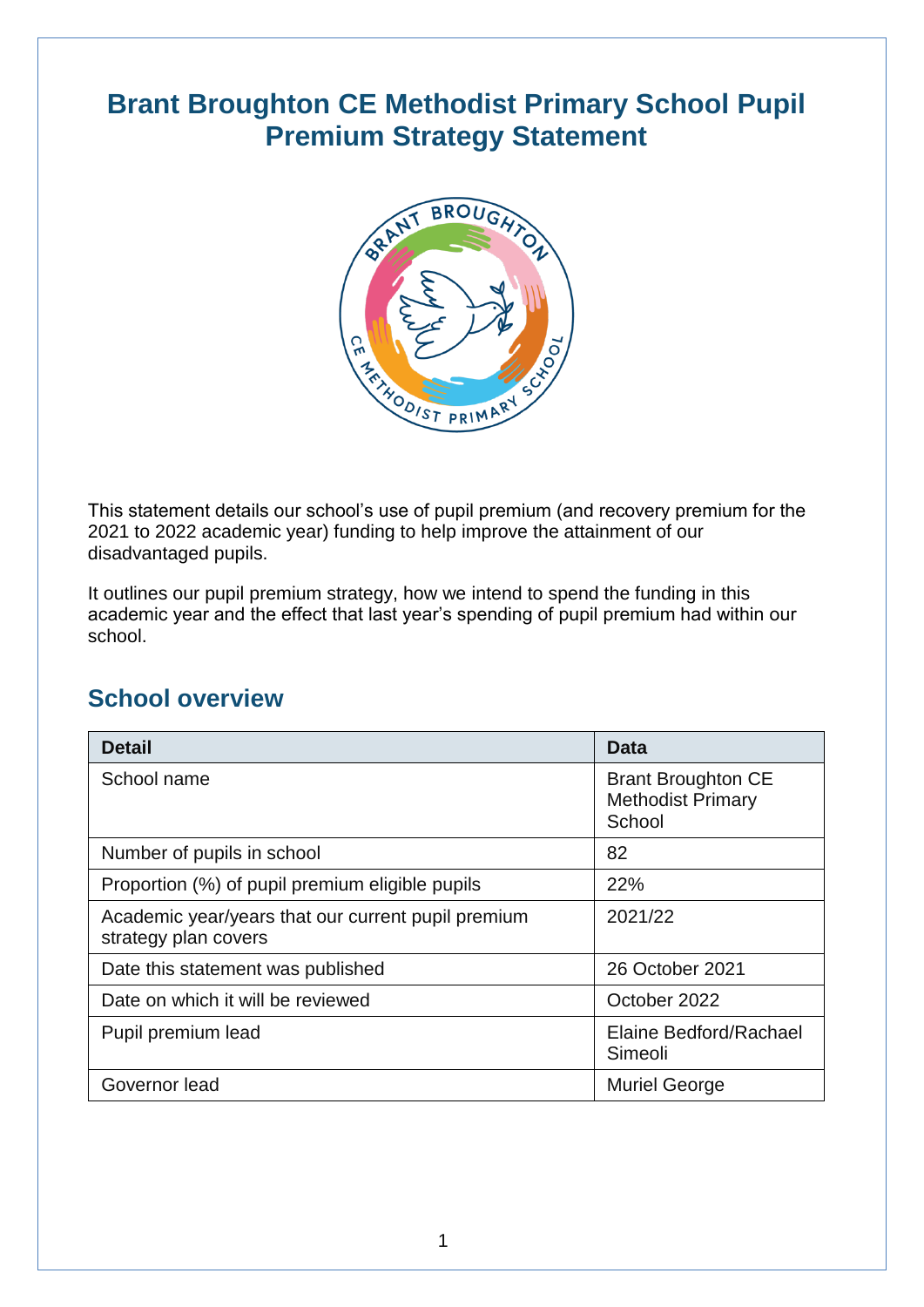# Brant Broughton CE Methodist Primary School Pupil Premium Strategy Statement

This statement details our school's use of pupil premium (and recovery premium for the 2021 to 2022 academic year) funding to help improve the attainment of our disadvantaged pupils.

It outlines our pupil premium strategy, how we intend to spend the funding in this academic year and the effect that last year's spending of pupil premium had within our school.

## School overview

| Detail | Data |
|---|---|
| School name | Brant Broughton CE Methodist Primary School |
| Number of pupils in school | 82 |
| Proportion (%) of pupil premium eligible pupils | 22% |
| Academic year/years that our current pupil premium strategy plan covers | 2021/22 |
| Date this statement was published | 26 October 2021 |
| Date on which it will be reviewed | October 2022 |
| Pupil premium lead | Elaine Bedford/Rachael Simeoli |
| Governor lead | Muriel George |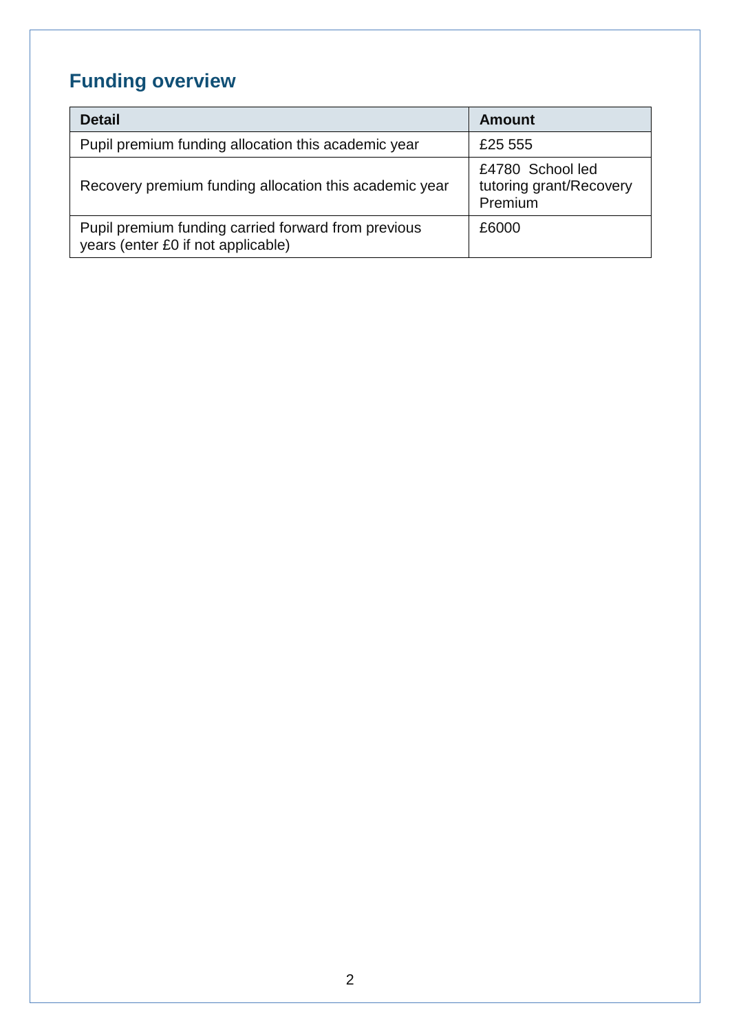## Funding overview

| Detail | Amount |
|---|---|
| Pupil premium funding allocation this academic year | £25 555 |
| Recovery premium funding allocation this academic year | £4780 School led tutoring grant/Recovery Premium |
| Pupil premium funding carried forward from previous years (enter £0 if not applicable) | £6000 |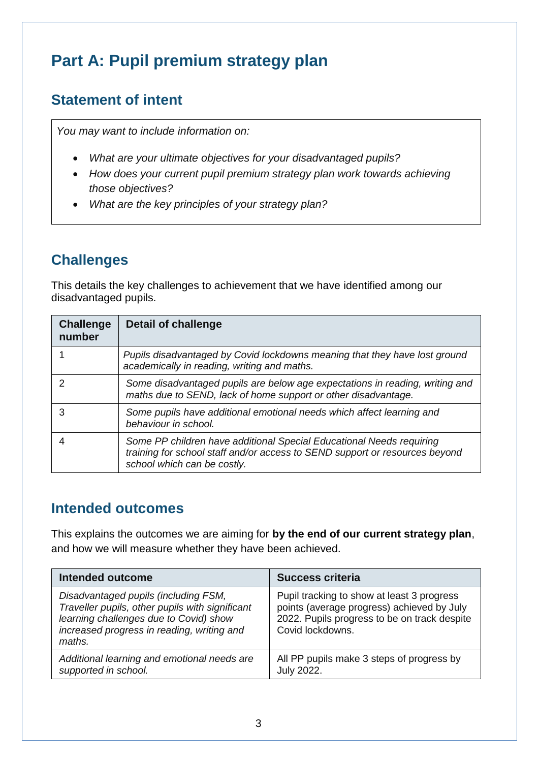# Part A: Pupil premium strategy plan

## Statement of intent

*You may want to include information on:*

- *What are your ultimate objectives for your disadvantaged pupils?*
- *How does your current pupil premium strategy plan work towards achieving those objectives?*
- *What are the key principles of your strategy plan?*

## Challenges

This details the key challenges to achievement that we have identified among our disadvantaged pupils.

| Challenge number | Detail of challenge |
|---|---|
| 1 | *Pupils disadvantaged by Covid lockdowns meaning that they have lost ground academically in reading, writing and maths.* |
| 2 | *Some disadvantaged pupils are below age expectations in reading, writing and maths due to SEND, lack of home support or other disadvantage.* |
| 3 | *Some pupils have additional emotional needs which affect learning and behaviour in school.* |
| 4 | *Some PP children have additional Special Educational Needs requiring training for school staff and/or access to SEND support or resources beyond school which can be costly.* |

## Intended outcomes

This explains the outcomes we are aiming for **by the end of our current strategy plan**, and how we will measure whether they have been achieved.

| Intended outcome | Success criteria |
|---|---|
| *Disadvantaged pupils (including FSM, Traveller pupils, other pupils with significant learning challenges due to Covid) show increased progress in reading, writing and maths.* | Pupil tracking to show at least 3 progress points (average progress) achieved by July 2022. Pupils progress to be on track despite Covid lockdowns. |
| *Additional learning and emotional needs are supported in school.* | All PP pupils make 3 steps of progress by July 2022. |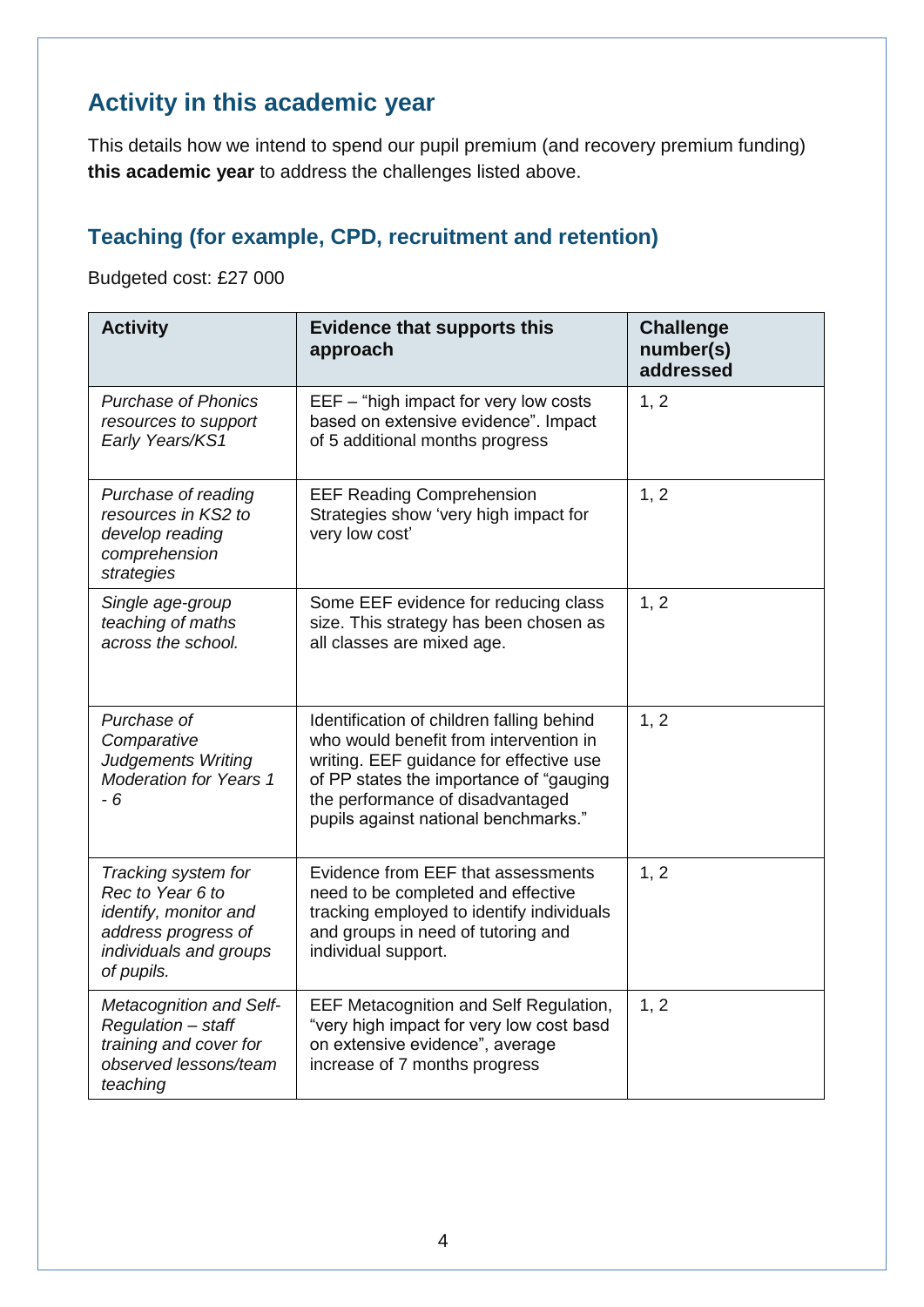## Activity in this academic year

This details how we intend to spend our pupil premium (and recovery premium funding) **this academic year** to address the challenges listed above.

### Teaching (for example, CPD, recruitment and retention)

Budgeted cost: £27 000

| Activity | Evidence that supports this approach | Challenge number(s) addressed |
|---|---|---|
| *Purchase of Phonics resources to support Early Years/KS1* | EEF – "high impact for very low costs based on extensive evidence". Impact of 5 additional months progress | 1, 2 |
| *Purchase of reading resources in KS2 to develop reading comprehension strategies* | EEF Reading Comprehension Strategies show 'very high impact for very low cost' | 1, 2 |
| *Single age-group teaching of maths across the school.* | Some EEF evidence for reducing class size. This strategy has been chosen as all classes are mixed age. | 1, 2 |
| *Purchase of Comparative Judgements Writing Moderation for Years 1 - 6* | Identification of children falling behind who would benefit from intervention in writing. EEF guidance for effective use of PP states the importance of "gauging the performance of disadvantaged pupils against national benchmarks." | 1, 2 |
| *Tracking system for Rec to Year 6 to identify, monitor and address progress of individuals and groups of pupils.* | Evidence from EEF that assessments need to be completed and effective tracking employed to identify individuals and groups in need of tutoring and individual support. | 1, 2 |
| *Metacognition and Self-Regulation – staff training and cover for observed lessons/team teaching* | EEF Metacognition and Self Regulation, "very high impact for very low cost basd on extensive evidence", average increase of 7 months progress | 1, 2 |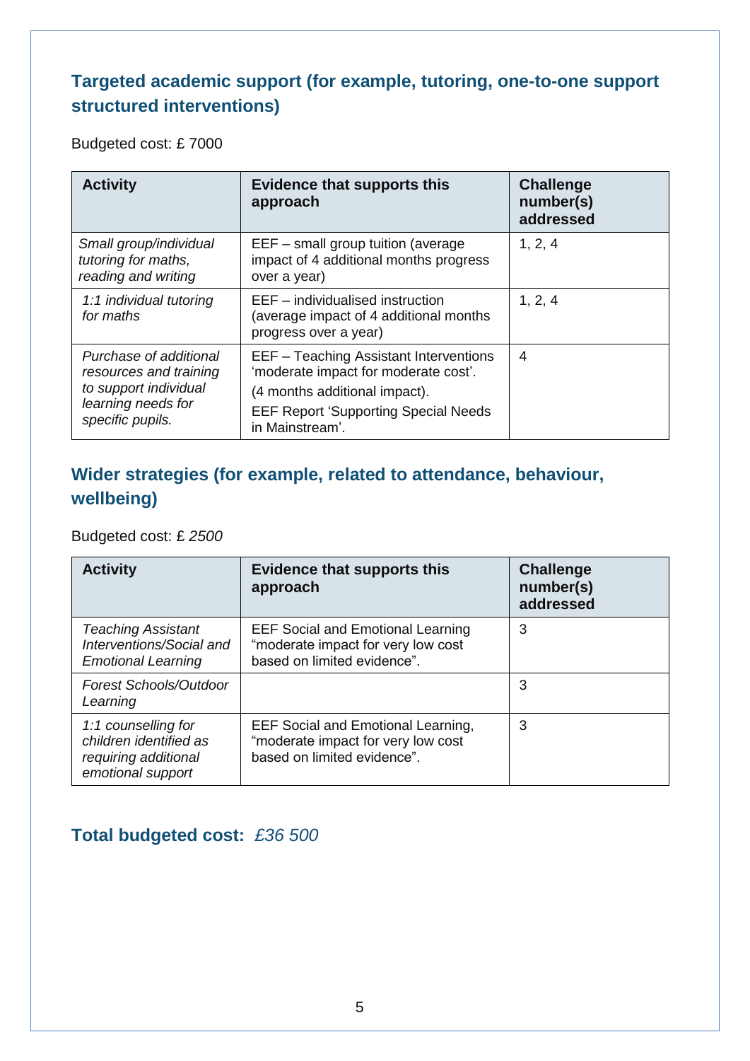## Targeted academic support (for example, tutoring, one-to-one support structured interventions)

Budgeted cost: £ 7000

| Activity | Evidence that supports this approach | Challenge number(s) addressed |
|---|---|---|
| *Small group/individual tutoring for maths, reading and writing* | EEF – small group tuition (average impact of 4 additional months progress over a year) | 1, 2, 4 |
| *1:1 individual tutoring for maths* | EEF – individualised instruction (average impact of 4 additional months progress over a year) | 1, 2, 4 |
| *Purchase of additional resources and training to support individual learning needs for specific pupils.* | EEF – Teaching Assistant Interventions 'moderate impact for moderate cost'. (4 months additional impact). EEF Report 'Supporting Special Needs in Mainstream'. | 4 |

## Wider strategies (for example, related to attendance, behaviour, wellbeing)

Budgeted cost: £ *2500*

| Activity | Evidence that supports this approach | Challenge number(s) addressed |
|---|---|---|
| *Teaching Assistant Interventions/Social and Emotional Learning* | EEF Social and Emotional Learning "moderate impact for very low cost based on limited evidence". | 3 |
| *Forest Schools/Outdoor Learning* | | 3 |
| *1:1 counselling for children identified as requiring additional emotional support* | EEF Social and Emotional Learning, "moderate impact for very low cost based on limited evidence". | 3 |

## Total budgeted cost: *£36 500*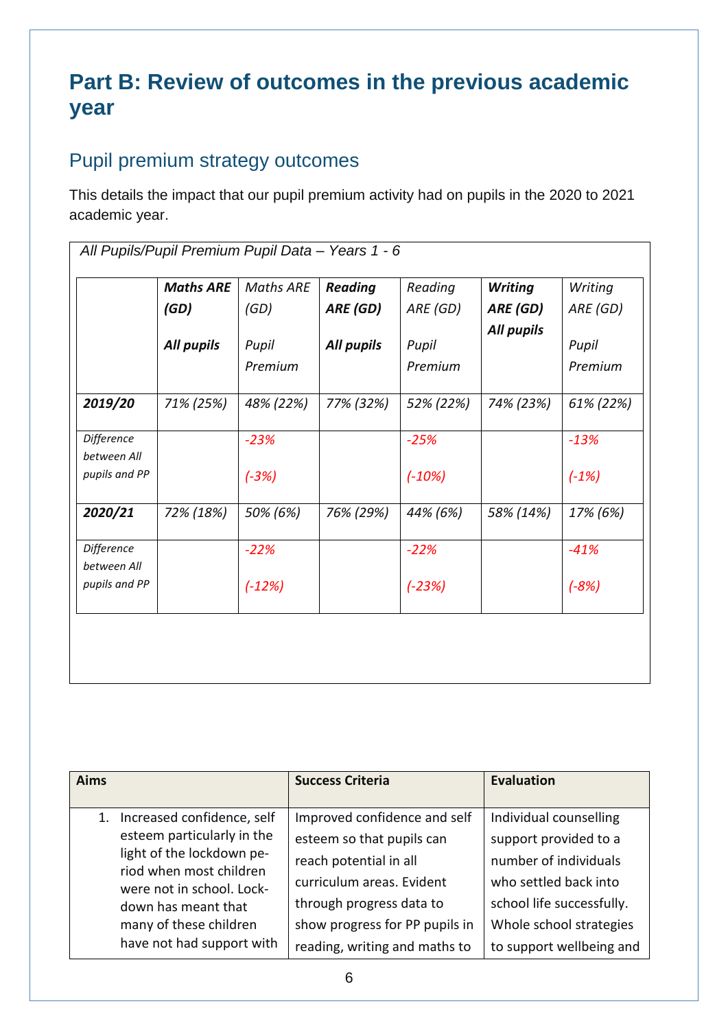# Part B: Review of outcomes in the previous academic year

## Pupil premium strategy outcomes

This details the impact that our pupil premium activity had on pupils in the 2020 to 2021 academic year.

*All Pupils/Pupil Premium Pupil Data – Years 1 - 6*

| | ***Maths ARE (GD) All pupils*** | *Maths ARE (GD) Pupil Premium* | ***Reading ARE (GD) All pupils*** | *Reading ARE (GD) Pupil Premium* | ***Writing ARE (GD) All pupils*** | *Writing ARE (GD) Pupil Premium* |
|---|---|---|---|---|---|---|
| ***2019/20*** | *71% (25%)* | *48% (22%)* | *77% (32%)* | *52% (22%)* | *74% (23%)* | *61% (22%)* |
| *Difference between All pupils and PP* | | *-23% (-3%)* | | *-25% (-10%)* | | *-13% (-1%)* |
| ***2020/21*** | *72% (18%)* | *50% (6%)* | *76% (29%)* | *44% (6%)* | *58% (14%)* | *17% (6%)* |
| *Difference between All pupils and PP* | | *-22% (-12%)* | | *-22% (-23%)* | | *-41% (-8%)* |

| **Aims** | **Success Criteria** | **Evaluation** |
|---|---|---|
| 1. Increased confidence, self esteem particularly in the light of the lockdown period when most children were not in school. Lockdown has meant that many of these children have not had support with | Improved confidence and self esteem so that pupils can reach potential in all curriculum areas. Evident through progress data to show progress for PP pupils in reading, writing and maths to | Individual counselling support provided to a number of individuals who settled back into school life successfully. Whole school strategies to support wellbeing and |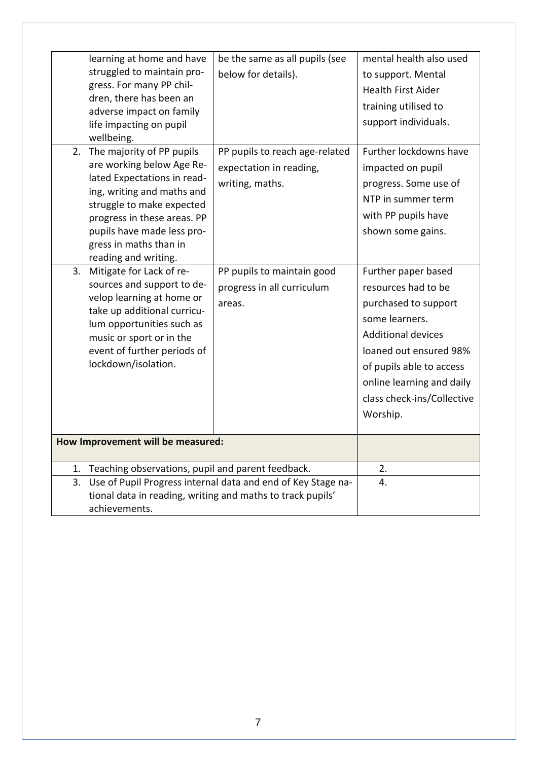| | | |
|---|---|---|
| learning at home and have struggled to maintain progress. For many PP children, there has been an adverse impact on family life impacting on pupil wellbeing. | be the same as all pupils (see below for details). | mental health also used to support. Mental Health First Aider training utilised to support individuals. |
| 2. The majority of PP pupils are working below Age Related Expectations in reading, writing and maths and struggle to make expected progress in these areas. PP pupils have made less progress in maths than in reading and writing. | PP pupils to reach age-related expectation in reading, writing, maths. | Further lockdowns have impacted on pupil progress. Some use of NTP in summer term with PP pupils have shown some gains. |
| 3. Mitigate for Lack of resources and support to develop learning at home or take up additional curriculum opportunities such as music or sport or in the event of further periods of lockdown/isolation. | PP pupils to maintain good progress in all curriculum areas. | Further paper based resources had to be purchased to support some learners. Additional devices loaned out ensured 98% of pupils able to access online learning and daily class check-ins/Collective Worship. |

| **How Improvement will be measured:** | |
|---|---|
| 1. Teaching observations, pupil and parent feedback. | 2. |
| 3. Use of Pupil Progress internal data and end of Key Stage national data in reading, writing and maths to track pupils' achievements. | 4. |